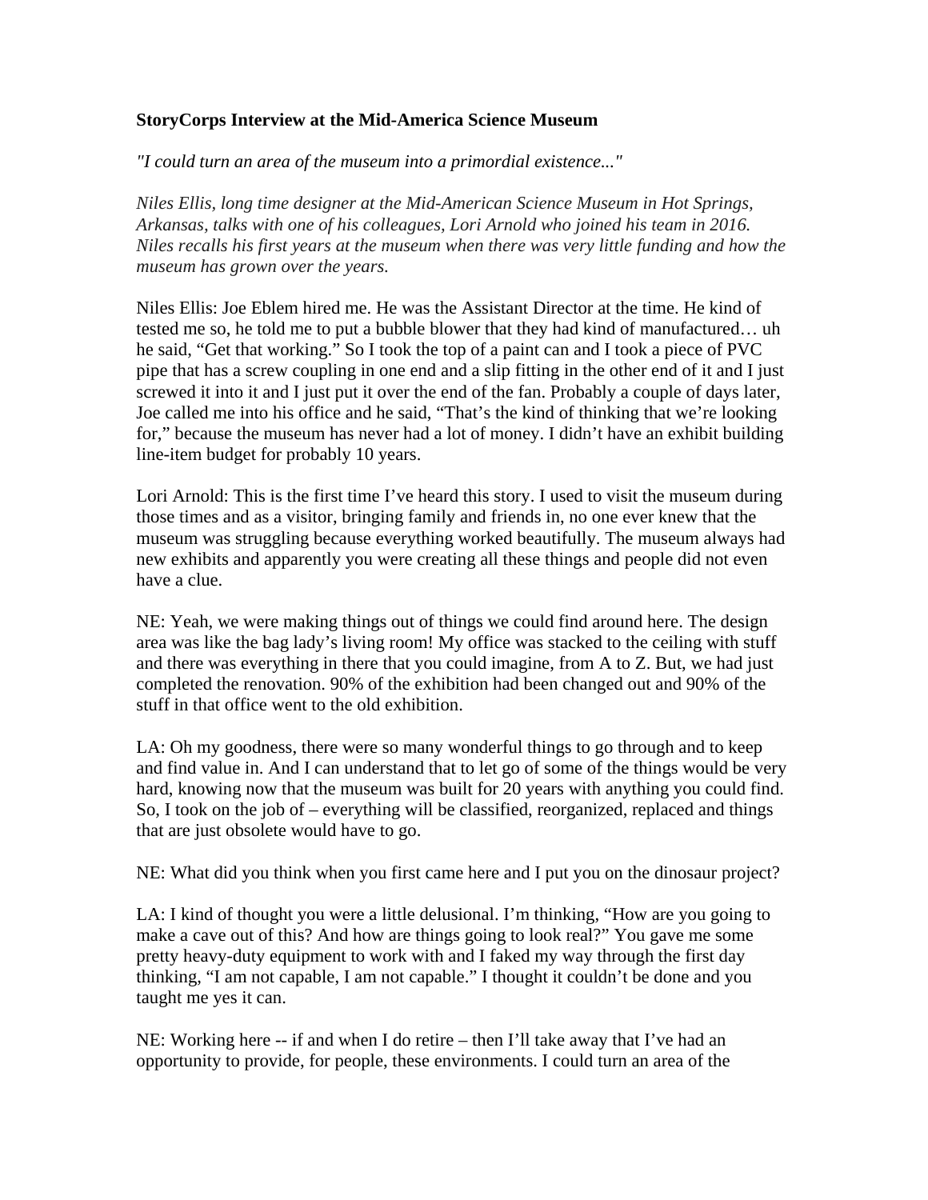**StoryCorps Interview at the Mid-America Science Museum**

*"I could turn an area of the museum into a primordial existence..."*

*Niles Ellis, long time designer at the Mid-American Science Museum in Hot Springs, Arkansas, talks with one of his colleagues, Lori Arnold who joined his team in 2016. Niles recalls his first years at the museum when there was very little funding and how the museum has grown over the years.*

Niles Ellis: Joe Eblem hired me. He was the Assistant Director at the time. He kind of tested me so, he told me to put a bubble blower that they had kind of manufactured… uh he said, "Get that working." So I took the top of a paint can and I took a piece of PVC pipe that has a screw coupling in one end and a slip fitting in the other end of it and I just screwed it into it and I just put it over the end of the fan. Probably a couple of days later, Joe called me into his office and he said, "That's the kind of thinking that we're looking for," because the museum has never had a lot of money. I didn't have an exhibit building line-item budget for probably 10 years.

Lori Arnold: This is the first time I've heard this story. I used to visit the museum during those times and as a visitor, bringing family and friends in, no one ever knew that the museum was struggling because everything worked beautifully. The museum always had new exhibits and apparently you were creating all these things and people did not even have a clue.

NE: Yeah, we were making things out of things we could find around here. The design area was like the bag lady's living room! My office was stacked to the ceiling with stuff and there was everything in there that you could imagine, from A to Z. But, we had just completed the renovation. 90% of the exhibition had been changed out and 90% of the stuff in that office went to the old exhibition.

LA: Oh my goodness, there were so many wonderful things to go through and to keep and find value in. And I can understand that to let go of some of the things would be very hard, knowing now that the museum was built for 20 years with anything you could find. So, I took on the job of – everything will be classified, reorganized, replaced and things that are just obsolete would have to go.

NE: What did you think when you first came here and I put you on the dinosaur project?

LA: I kind of thought you were a little delusional. I'm thinking, "How are you going to make a cave out of this? And how are things going to look real?" You gave me some pretty heavy-duty equipment to work with and I faked my way through the first day thinking, "I am not capable, I am not capable." I thought it couldn't be done and you taught me yes it can.

NE: Working here -- if and when I do retire – then I'll take away that I've had an opportunity to provide, for people, these environments. I could turn an area of the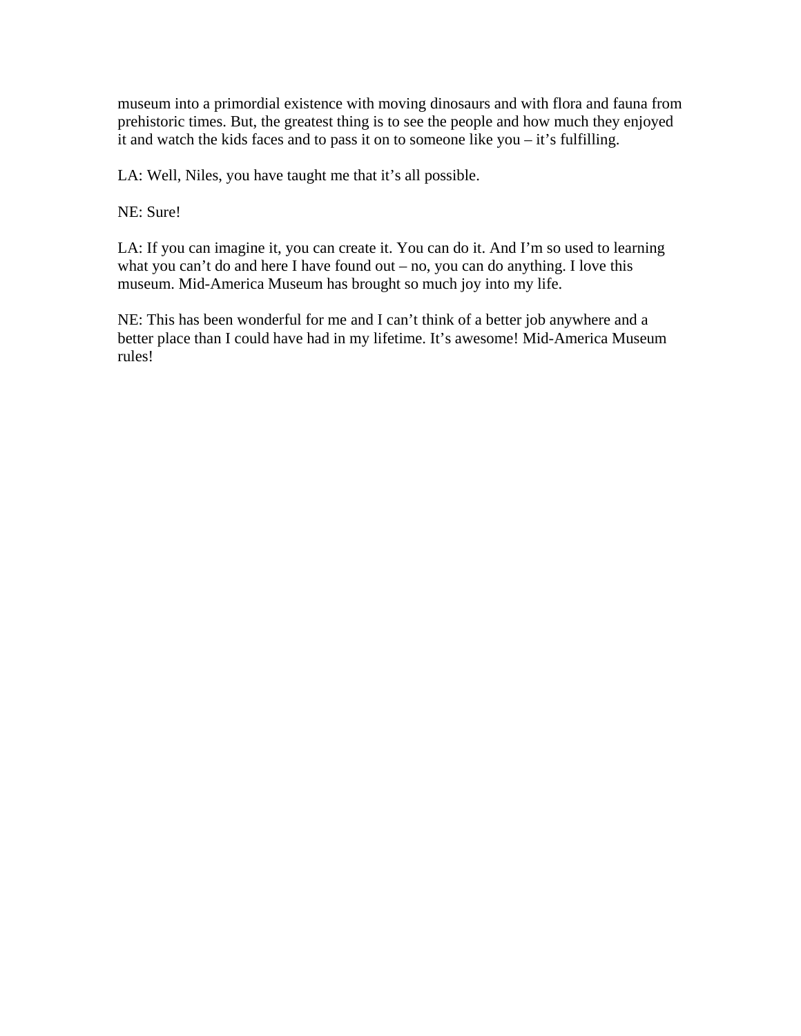museum into a primordial existence with moving dinosaurs and with flora and fauna from prehistoric times. But, the greatest thing is to see the people and how much they enjoyed it and watch the kids faces and to pass it on to someone like you – it's fulfilling.

LA: Well, Niles, you have taught me that it's all possible.

NE: Sure!

LA: If you can imagine it, you can create it. You can do it. And I'm so used to learning what you can't do and here I have found out – no, you can do anything. I love this museum. Mid-America Museum has brought so much joy into my life.

NE: This has been wonderful for me and I can't think of a better job anywhere and a better place than I could have had in my lifetime. It's awesome! Mid-America Museum rules!